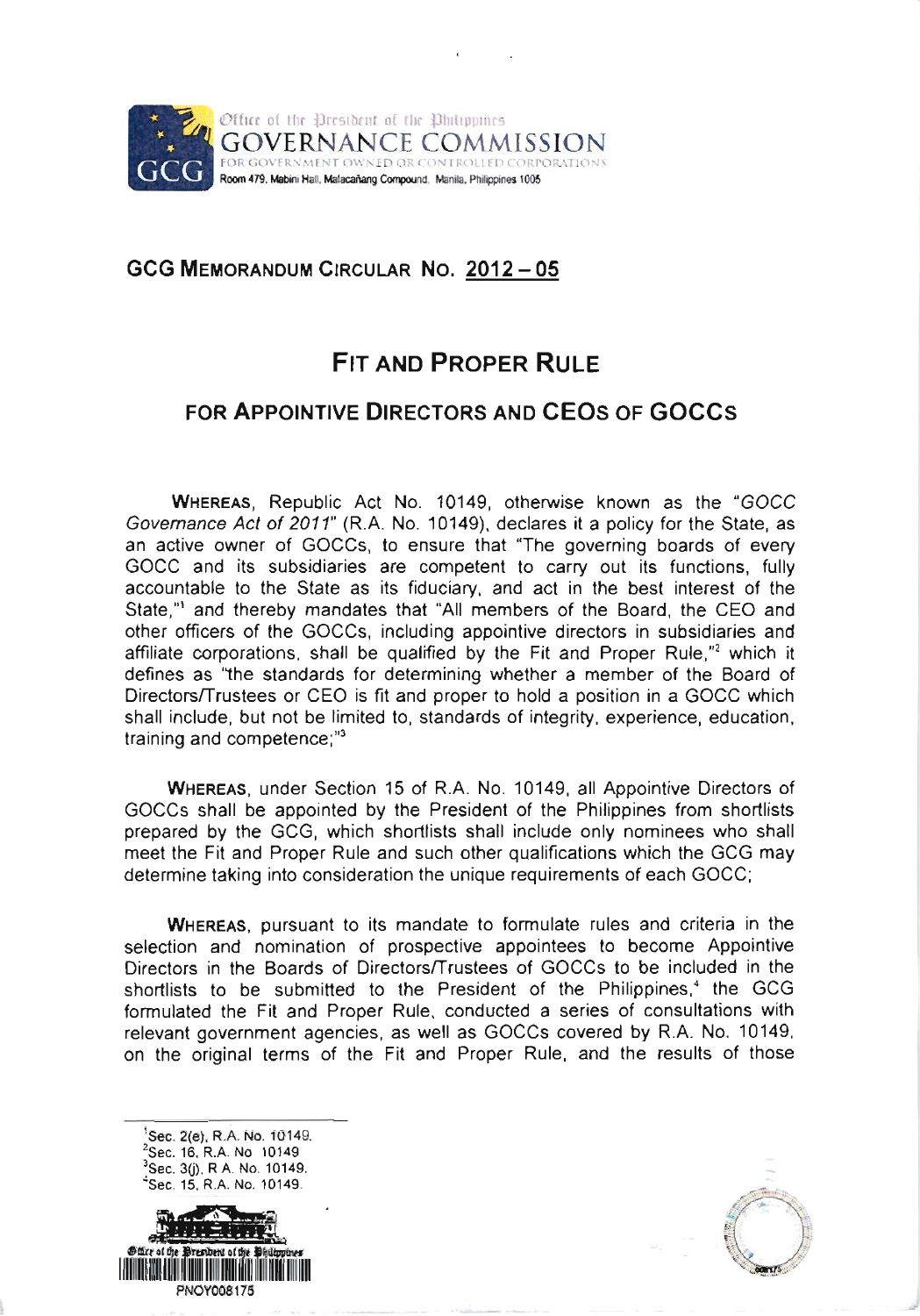Office of the President of the Philippines
GOVERNANCE COMMISSION
FOR GOVERNMENT OWNED OR CONTROLLED CORPORATIONS
Room 479, Mabini Hall, Malacañang Compound, Manila, Philippines 1005

## GCG MEMORANDUM CIRCULAR NO. 2012 – 05

# FIT AND PROPER RULE

## FOR APPOINTIVE DIRECTORS AND CEOs OF GOCCs

**WHEREAS**, Republic Act No. 10149, otherwise known as the "*GOCC Governance Act of 2011*" (R.A. No. 10149), declares it a policy for the State, as an active owner of GOCCs, to ensure that "The governing boards of every GOCC and its subsidiaries are competent to carry out its functions, fully accountable to the State as its fiduciary, and act in the best interest of the State,"[1] and thereby mandates that "All members of the Board, the CEO and other officers of the GOCCs, including appointive directors in subsidiaries and affiliate corporations, shall be qualified by the Fit and Proper Rule,"[2] which it defines as "the standards for determining whether a member of the Board of Directors/Trustees or CEO is fit and proper to hold a position in a GOCC which shall include, but not be limited to, standards of integrity, experience, education, training and competence;"[3]

**WHEREAS**, under Section 15 of R.A. No. 10149, all Appointive Directors of GOCCs shall be appointed by the President of the Philippines from shortlists prepared by the GCG, which shortlists shall include only nominees who shall meet the Fit and Proper Rule and such other qualifications which the GCG may determine taking into consideration the unique requirements of each GOCC;

**WHEREAS**, pursuant to its mandate to formulate rules and criteria in the selection and nomination of prospective appointees to become Appointive Directors in the Boards of Directors/Trustees of GOCCs to be included in the shortlists to be submitted to the President of the Philippines,[4] the GCG formulated the Fit and Proper Rule, conducted a series of consultations with relevant government agencies, as well as GOCCs covered by R.A. No. 10149, on the original terms of the Fit and Proper Rule, and the results of those

---

[1] Sec. 2(e), R.A. No. 10149.
[2] Sec. 16, R.A. No 10149
[3] Sec. 3(j), R A. No. 10149.
[4] Sec. 15, R.A. No. 10149.

PNOY008175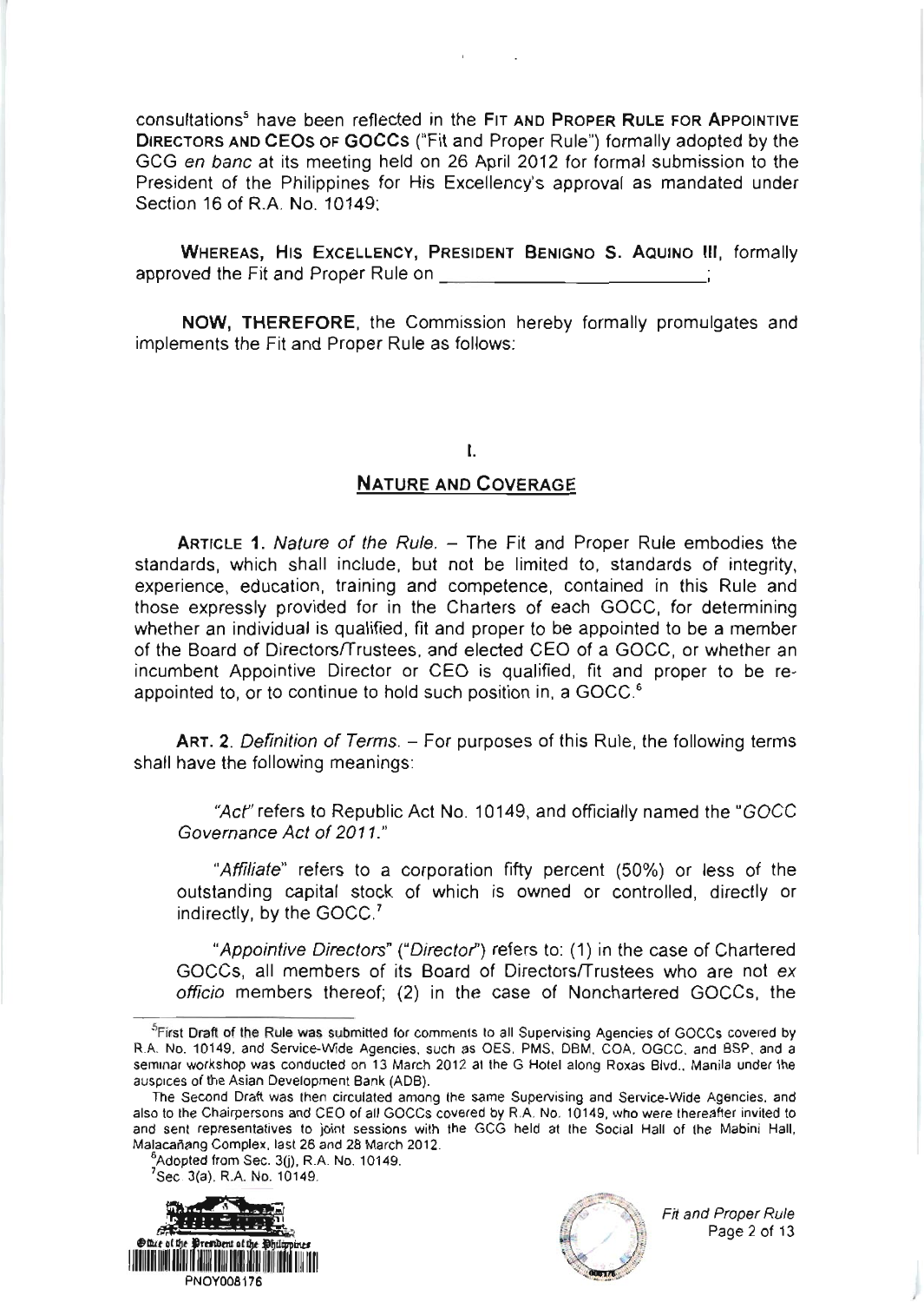consultations[5] have been reflected in the **FIT AND PROPER RULE FOR APPOINTIVE DIRECTORS AND CEOs OF GOCCs** ("Fit and Proper Rule") formally adopted by the GCG *en banc* at its meeting held on 26 April 2012 for formal submission to the President of the Philippines for His Excellency's approval as mandated under Section 16 of R.A. No. 10149;

**WHEREAS, HIS EXCELLENCY, PRESIDENT BENIGNO S. AQUINO III,** formally approved the Fit and Proper Rule on ____________________________;

**NOW, THEREFORE,** the Commission hereby formally promulgates and implements the Fit and Proper Rule as follows:

## I.

## NATURE AND COVERAGE

**ARTICLE 1.** *Nature of the Rule.* – The Fit and Proper Rule embodies the standards, which shall include, but not be limited to, standards of integrity, experience, education, training and competence, contained in this Rule and those expressly provided for in the Charters of each GOCC, for determining whether an individual is qualified, fit and proper to be appointed to be a member of the Board of Directors/Trustees, and elected CEO of a GOCC, or whether an incumbent Appointive Director or CEO is qualified, fit and proper to be re-appointed to, or to continue to hold such position in, a GOCC.[6]

**ART. 2.** *Definition of Terms.* – For purposes of this Rule, the following terms shall have the following meanings:

"*Act*" refers to Republic Act No. 10149, and officially named the "*GOCC Governance Act of 2011.*"

"*Affiliate*" refers to a corporation fifty percent (50%) or less of the outstanding capital stock of which is owned or controlled, directly or indirectly, by the GOCC.[7]

"*Appointive Directors*" ("*Director*") refers to: (1) in the case of Chartered GOCCs, all members of its Board of Directors/Trustees who are not *ex officio* members thereof; (2) in the case of Nonchartered GOCCs, the

---

[5] First Draft of the Rule was submitted for comments to all Supervising Agencies of GOCCs covered by R.A. No. 10149, and Service-Wide Agencies, such as OES, PMS, DBM, COA, OGCC, and BSP, and a seminar workshop was conducted on 13 March 2012 at the G Hotel along Roxas Blvd., Manila under the auspices of the Asian Development Bank (ADB).

The Second Draft was then circulated among the same Supervising and Service-Wide Agencies, and also to the Chairpersons and CEO of all GOCCs covered by R.A. No. 10149, who were thereafter invited to and sent representatives to joint sessions with the GCG held at the Social Hall of the Mabini Hall, Malacañang Complex, last 26 and 28 March 2012.

[6] Adopted from Sec. 3(j), R.A. No. 10149.

[7] Sec. 3(a), R.A. No. 10149.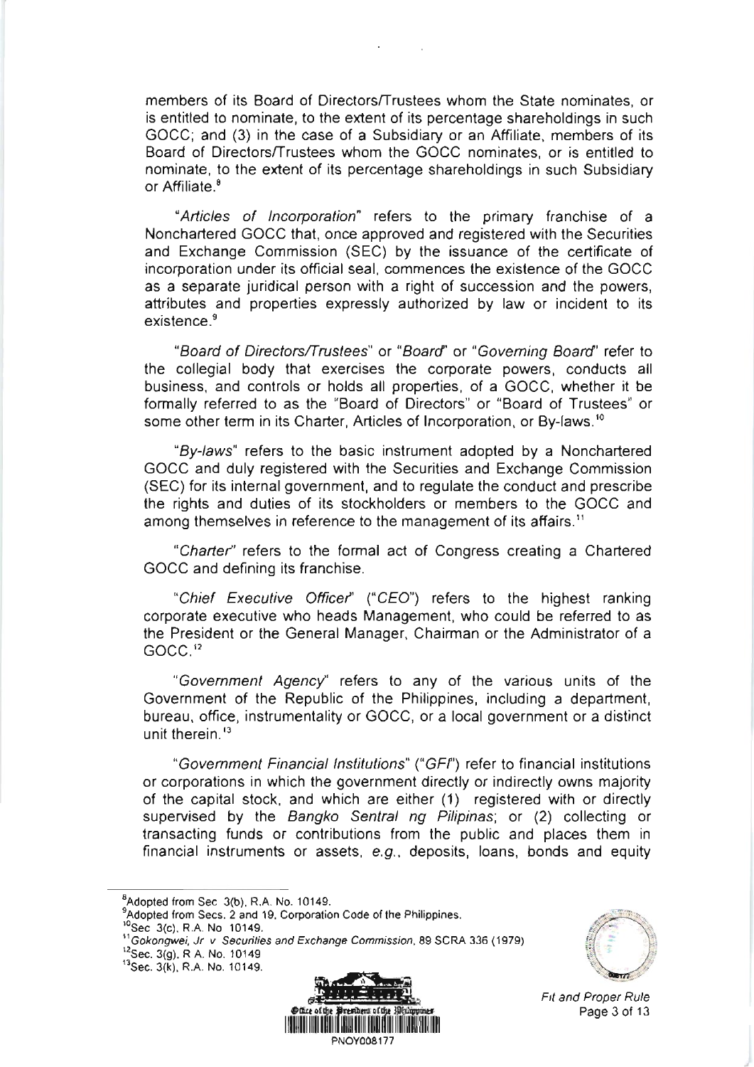members of its Board of Directors/Trustees whom the State nominates, or is entitled to nominate, to the extent of its percentage shareholdings in such GOCC; and (3) in the case of a Subsidiary or an Affiliate, members of its Board of Directors/Trustees whom the GOCC nominates, or is entitled to nominate, to the extent of its percentage shareholdings in such Subsidiary or Affiliate.[8]

"*Articles of Incorporation*" refers to the primary franchise of a Nonchartered GOCC that, once approved and registered with the Securities and Exchange Commission (SEC) by the issuance of the certificate of incorporation under its official seal, commences the existence of the GOCC as a separate juridical person with a right of succession and the powers, attributes and properties expressly authorized by law or incident to its existence.[9]

"*Board of Directors/Trustees*" or "*Board*" or "*Governing Board*" refer to the collegial body that exercises the corporate powers, conducts all business, and controls or holds all properties, of a GOCC, whether it be formally referred to as the "Board of Directors" or "Board of Trustees" or some other term in its Charter, Articles of Incorporation, or By-laws.[10]

"*By-laws*" refers to the basic instrument adopted by a Nonchartered GOCC and duly registered with the Securities and Exchange Commission (SEC) for its internal government, and to regulate the conduct and prescribe the rights and duties of its stockholders or members to the GOCC and among themselves in reference to the management of its affairs.[11]

"*Charter*" refers to the formal act of Congress creating a Chartered GOCC and defining its franchise.

"*Chief Executive Officer*" ("*CEO*") refers to the highest ranking corporate executive who heads Management, who could be referred to as the President or the General Manager, Chairman or the Administrator of a GOCC.[12]

"*Government Agency*" refers to any of the various units of the Government of the Republic of the Philippines, including a department, bureau, office, instrumentality or GOCC, or a local government or a distinct unit therein.[13]

"*Government Financial Institutions*" ("*GFI*") refer to financial institutions or corporations in which the government directly or indirectly owns majority of the capital stock, and which are either (1) registered with or directly supervised by the *Bangko Sentral ng Pilipinas*; or (2) collecting or transacting funds or contributions from the public and places them in financial instruments or assets, *e.g.*, deposits, loans, bonds and equity

---

[8] Adopted from Sec. 3(b), R.A. No. 10149.
[9] Adopted from Secs. 2 and 19, Corporation Code of the Philippines.
[10] Sec. 3(c), R.A. No. 10149.
[11] *Gokongwei, Jr. v. Securities and Exchange Commission*, 89 SCRA 336 (1979)
[12] Sec. 3(g), R.A. No. 10149
[13] Sec. 3(k), R.A. No. 10149.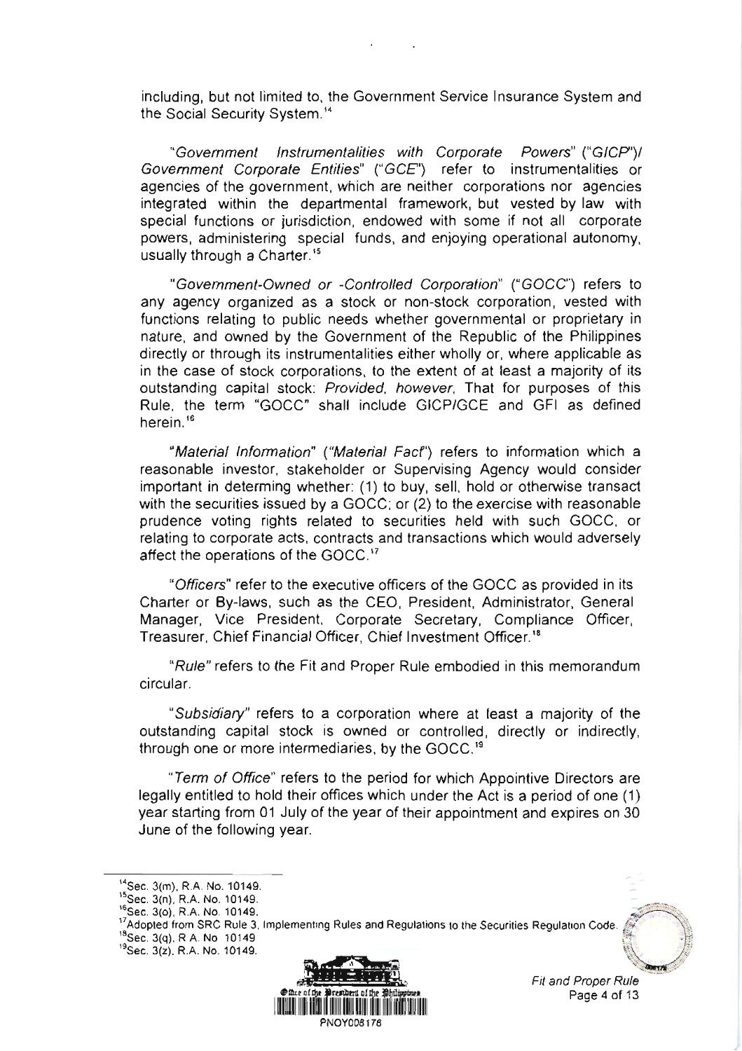including, but not limited to, the Government Service Insurance System and the Social Security System.[14]

"*Government Instrumentalities with Corporate Powers*" ("*GICP*")/ *Government Corporate Entities*" ("*GCE*") refer to instrumentalities or agencies of the government, which are neither corporations nor agencies integrated within the departmental framework, but vested by law with special functions or jurisdiction, endowed with some if not all corporate powers, administering special funds, and enjoying operational autonomy, usually through a Charter.[15]

"*Government-Owned or -Controlled Corporation*" ("*GOCC*") refers to any agency organized as a stock or non-stock corporation, vested with functions relating to public needs whether governmental or proprietary in nature, and owned by the Government of the Republic of the Philippines directly or through its instrumentalities either wholly or, where applicable as in the case of stock corporations, to the extent of at least a majority of its outstanding capital stock: *Provided, however*, That for purposes of this Rule, the term "GOCC" shall include GICP/GCE and GFI as defined herein.[16]

"*Material Information*" ("*Material Fact*") refers to information which a reasonable investor, stakeholder or Supervising Agency would consider important in determing whether: (1) to buy, sell, hold or otherwise transact with the securities issued by a GOCC; or (2) to the exercise with reasonable prudence voting rights related to securities held with such GOCC, or relating to corporate acts, contracts and transactions which would adversely affect the operations of the GOCC.[17]

"*Officers*" refer to the executive officers of the GOCC as provided in its Charter or By-laws, such as the CEO, President, Administrator, General Manager, Vice President, Corporate Secretary, Compliance Officer, Treasurer, Chief Financial Officer, Chief Investment Officer.[18]

"*Rule*" refers to the Fit and Proper Rule embodied in this memorandum circular.

"*Subsidiary*" refers to a corporation where at least a majority of the outstanding capital stock is owned or controlled, directly or indirectly, through one or more intermediaries, by the GOCC.[19]

"*Term of Office*" refers to the period for which Appointive Directors are legally entitled to hold their offices which under the Act is a period of one (1) year starting from 01 July of the year of their appointment and expires on 30 June of the following year.

---

[14] Sec. 3(m), R.A. No. 10149.
[15] Sec. 3(n), R.A. No. 10149.
[16] Sec. 3(o), R.A. No. 10149.
[17] Adopted from SRC Rule 3, Implementing Rules and Regulations to the Securities Regulation Code.
[18] Sec. 3(q), R.A. No. 10149
[19] Sec. 3(z), R.A. No. 10149.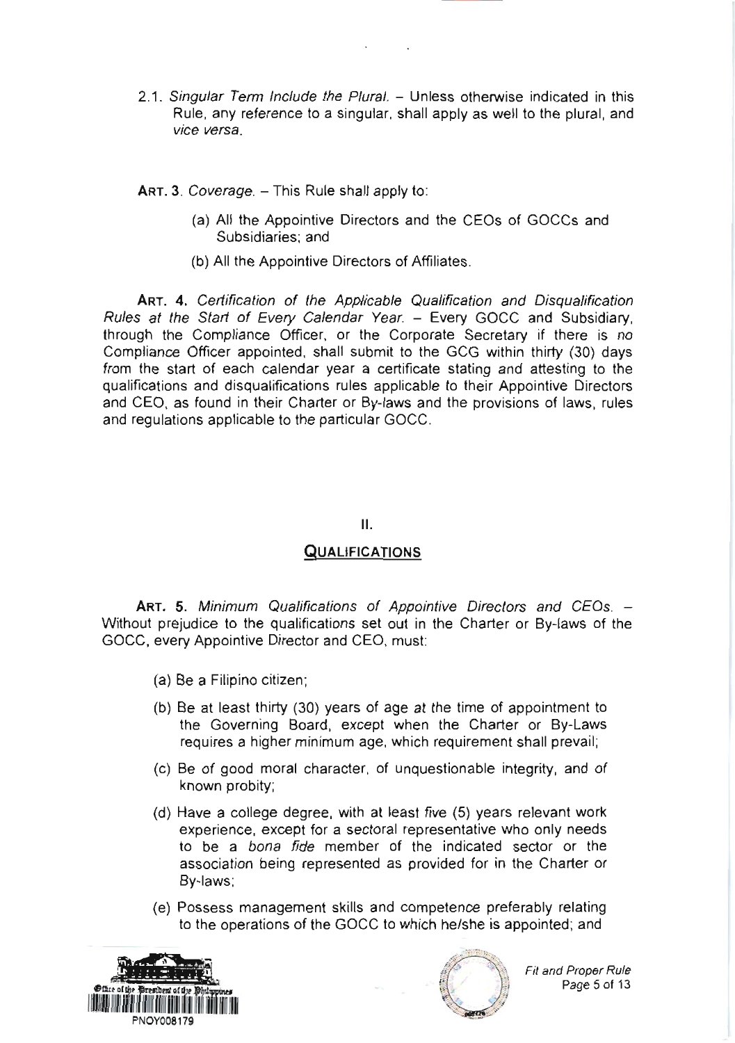2.1. *Singular Term Include the Plural.* – Unless otherwise indicated in this Rule, any reference to a singular, shall apply as well to the plural, and *vice versa*.

**ART. 3**. *Coverage.* – This Rule shall apply to:

(a) All the Appointive Directors and the CEOs of GOCCs and Subsidiaries; and

(b) All the Appointive Directors of Affiliates.

**ART. 4.** *Certification of the Applicable Qualification and Disqualification Rules at the Start of Every Calendar Year.* – Every GOCC and Subsidiary, through the Compliance Officer, or the Corporate Secretary if there is *no* Compliance Officer appointed, shall submit to the GCG within thirty (30) days from the start of each calendar year a certificate stating and attesting to the qualifications and disqualifications rules applicable to their Appointive Directors and CEO, as found in their Charter or By-laws and the provisions of laws, rules and regulations applicable to the particular GOCC.

## II.

## QUALIFICATIONS

**ART. 5.** *Minimum Qualifications of Appointive Directors and CEOs.* – Without prejudice to the qualifications set out in the Charter or By-laws of the GOCC, every Appointive Director and CEO, must:

(a) Be a Filipino citizen;

(b) Be at least thirty (30) years of age at the time of appointment to the Governing Board, except when the Charter or By-Laws requires a higher minimum age, which requirement shall prevail;

(c) Be of good moral character, of unquestionable integrity, and of known probity;

(d) Have a college degree, with at least five (5) years relevant work experience, except for a sectoral representative who only needs to be a *bona fide* member of the indicated sector or the association being represented as provided for in the Charter or By-laws;

(e) Possess management skills and competence preferably relating to the operations of the GOCC to which he/she is appointed; and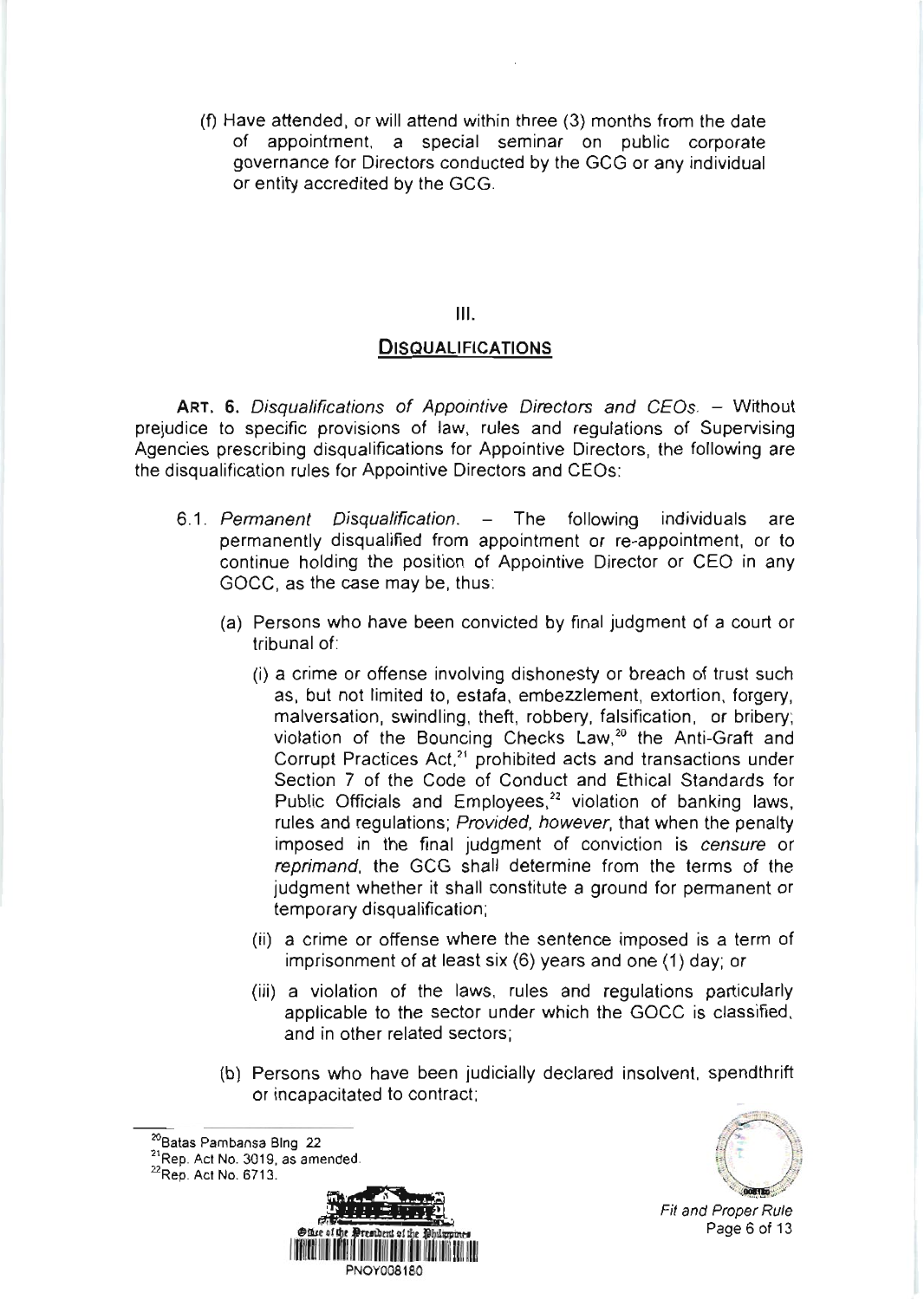(f) Have attended, or will attend within three (3) months from the date of appointment, a special seminar on public corporate governance for Directors conducted by the GCG or any individual or entity accredited by the GCG.

## III.

## DISQUALIFICATIONS

**ART. 6.** *Disqualifications of Appointive Directors and CEOs.* – Without prejudice to specific provisions of law, rules and regulations of Supervising Agencies prescribing disqualifications for Appointive Directors, the following are the disqualification rules for Appointive Directors and CEOs:

6.1. *Permanent Disqualification.* – The following individuals are permanently disqualified from appointment or re-appointment, or to continue holding the position of Appointive Director or CEO in any GOCC, as the case may be, thus:

(a) Persons who have been convicted by final judgment of a court or tribunal of:

(i) a crime or offense involving dishonesty or breach of trust such as, but not limited to, estafa, embezzlement, extortion, forgery, malversation, swindling, theft, robbery, falsification, or bribery; violation of the Bouncing Checks Law,[20] the Anti-Graft and Corrupt Practices Act,[21] prohibited acts and transactions under Section 7 of the Code of Conduct and Ethical Standards for Public Officials and Employees,[22] violation of banking laws, rules and regulations; *Provided, however,* that when the penalty imposed in the final judgment of conviction is *censure* or *reprimand*, the GCG shall determine from the terms of the judgment whether it shall constitute a ground for permanent or temporary disqualification;

(ii) a crime or offense where the sentence imposed is a term of imprisonment of at least six (6) years and one (1) day; or

(iii) a violation of the laws, rules and regulations particularly applicable to the sector under which the GOCC is classified, and in other related sectors;

(b) Persons who have been judicially declared insolvent, spendthrift or incapacitated to contract;

---

[20] Batas Pambansa Blng 22

[21] Rep. Act No. 3019, as amended.

[22] Rep. Act No. 6713.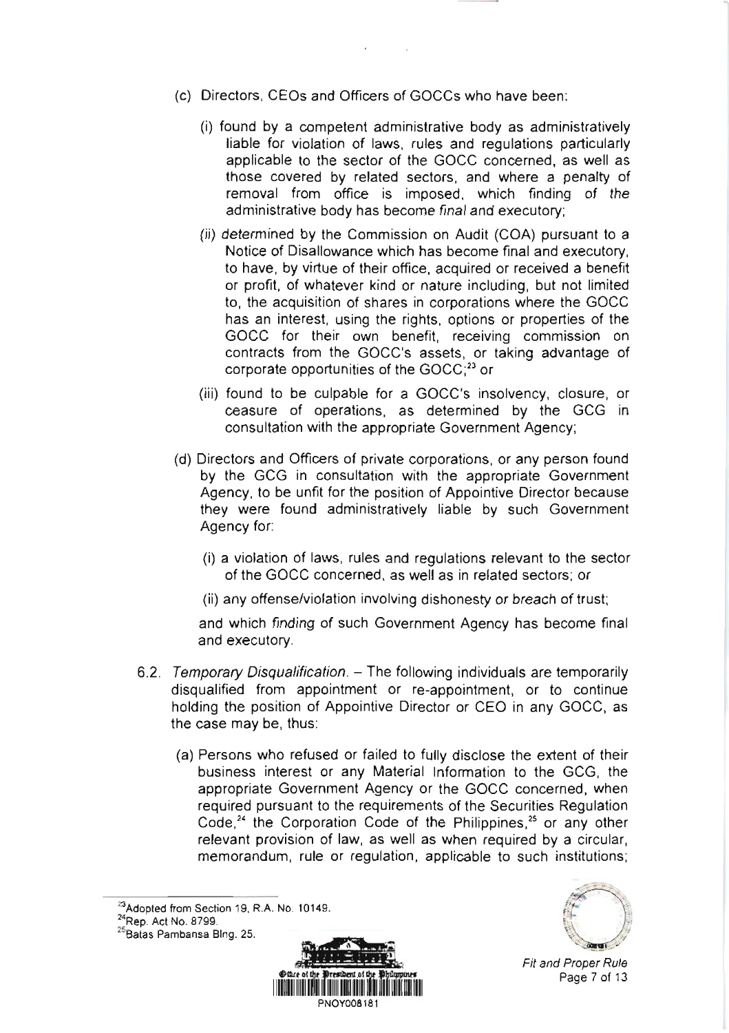(c) Directors, CEOs and Officers of GOCCs who have been:

  (i) found by a competent administrative body as administratively liable for violation of laws, rules and regulations particularly applicable to the sector of the GOCC concerned, as well as those covered by related sectors, and where a penalty of removal from office is imposed, which finding of the administrative body has become final and executory;

  (ii) determined by the Commission on Audit (COA) pursuant to a Notice of Disallowance which has become final and executory, to have, by virtue of their office, acquired or received a benefit or profit, of whatever kind or nature including, but not limited to, the acquisition of shares in corporations where the GOCC has an interest, using the rights, options or properties of the GOCC for their own benefit, receiving commission on contracts from the GOCC's assets, or taking advantage of corporate opportunities of the GOCC;[23] or

  (iii) found to be culpable for a GOCC's insolvency, closure, or ceasure of operations, as determined by the GCG in consultation with the appropriate Government Agency;

(d) Directors and Officers of private corporations, or any person found by the GCG in consultation with the appropriate Government Agency, to be unfit for the position of Appointive Director because they were found administratively liable by such Government Agency for:

  (i) a violation of laws, rules and regulations relevant to the sector of the GOCC concerned, as well as in related sectors; or

  (ii) any offense/violation involving dishonesty or breach of trust;

  and which finding of such Government Agency has become final and executory.

6.2. *Temporary Disqualification.* – The following individuals are temporarily disqualified from appointment or re-appointment, or to continue holding the position of Appointive Director or CEO in any GOCC, as the case may be, thus:

  (a) Persons who refused or failed to fully disclose the extent of their business interest or any Material Information to the GCG, the appropriate Government Agency or the GOCC concerned, when required pursuant to the requirements of the Securities Regulation Code,[24] the Corporation Code of the Philippines,[25] or any other relevant provision of law, as well as when required by a circular, memorandum, rule or regulation, applicable to such institutions;

---

[23] Adopted from Section 19, R.A. No. 10149.
[24] Rep. Act No. 8799.
[25] Batas Pambansa Blng. 25.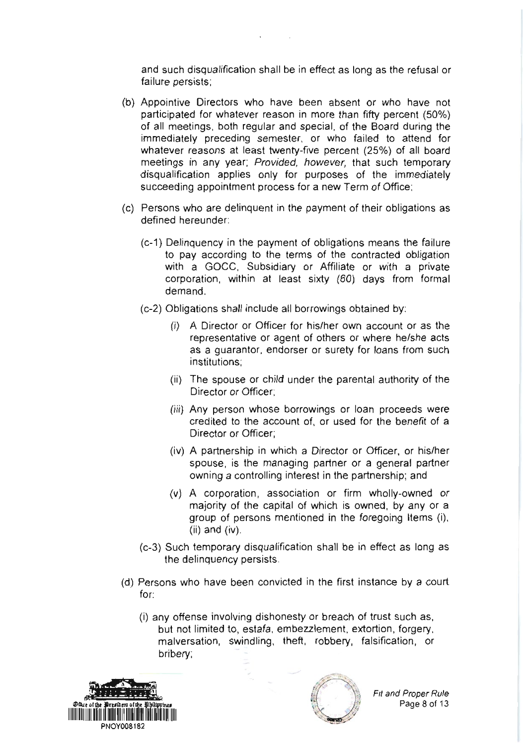and such disqualification shall be in effect as long as the refusal or failure persists;

(b) Appointive Directors who have been absent or who have not participated for whatever reason in more than fifty percent (50%) of all meetings, both regular and special, of the Board during the immediately preceding semester, or who failed to attend for whatever reasons at least twenty-five percent (25%) of all board meetings in any year; *Provided, however,* that such temporary disqualification applies only for purposes of the immediately succeeding appointment process for a new Term of Office;

(c) Persons who are delinquent in the payment of their obligations as defined hereunder:

(c-1) Delinquency in the payment of obligations means the failure to pay according to the terms of the contracted obligation with a GOCC, Subsidiary or Affiliate or with a private corporation, within at least sixty (60) days from formal demand.

(c-2) Obligations shall include all borrowings obtained by:

(i) A Director or Officer for his/her own account or as the representative or agent of others or where he/she acts as a guarantor, endorser or surety for loans from such institutions;

(ii) The spouse or child under the parental authority of the Director or Officer;

(iii) Any person whose borrowings or loan proceeds were credited to the account of, or used for the benefit of a Director or Officer;

(iv) A partnership in which a Director or Officer, or his/her spouse, is the managing partner or a general partner owning a controlling interest in the partnership; and

(v) A corporation, association or firm wholly-owned or majority of the capital of which is owned, by any or a group of persons mentioned in the foregoing Items (i), (ii) and (iv).

(c-3) Such temporary disqualification shall be in effect as long as the delinquency persists.

(d) Persons who have been convicted in the first instance by a court for:

(i) any offense involving dishonesty or breach of trust such as, but not limited to, *estafa*, embezzlement, extortion, forgery, malversation, swindling, theft, robbery, falsification, or bribery;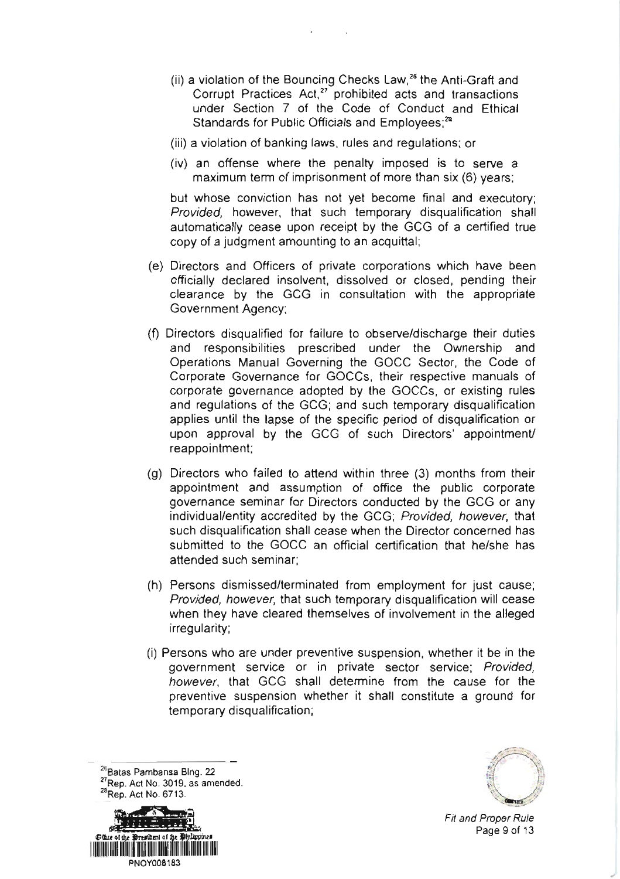(ii) a violation of the Bouncing Checks Law,[26] the Anti-Graft and Corrupt Practices Act,[27] prohibited acts and transactions under Section 7 of the Code of Conduct and Ethical Standards for Public Officials and Employees;[28]

(iii) a violation of banking laws, rules and regulations; or

(iv) an offense where the penalty imposed is to serve a maximum term of imprisonment of more than six (6) years;

but whose conviction has not yet become final and executory; *Provided,* however, that such temporary disqualification shall automatically cease upon receipt by the GCG of a certified true copy of a judgment amounting to an acquittal;

(e) Directors and Officers of private corporations which have been officially declared insolvent, dissolved or closed, pending their clearance by the GCG in consultation with the appropriate Government Agency;

(f) Directors disqualified for failure to observe/discharge their duties and responsibilities prescribed under the Ownership and Operations Manual Governing the GOCC Sector, the Code of Corporate Governance for GOCCs, their respective manuals of corporate governance adopted by the GOCCs, or existing rules and regulations of the GCG; and such temporary disqualification applies until the lapse of the specific period of disqualification or upon approval by the GCG of such Directors' appointment/ reappointment;

(g) Directors who failed to attend within three (3) months from their appointment and assumption of office the public corporate governance seminar for Directors conducted by the GCG or any individual/entity accredited by the GCG; *Provided, however,* that such disqualification shall cease when the Director concerned has submitted to the GOCC an official certification that he/she has attended such seminar;

(h) Persons dismissed/terminated from employment for just cause; *Provided, however,* that such temporary disqualification will cease when they have cleared themselves of involvement in the alleged irregularity;

(i) Persons who are under preventive suspension, whether it be in the government service or in private sector service; *Provided, however,* that GCG shall determine from the cause for the preventive suspension whether it shall constitute a ground for temporary disqualification;

---

[26] Batas Pambansa Blng. 22

[27] Rep. Act No. 3019, as amended.

[28] Rep. Act No. 6713.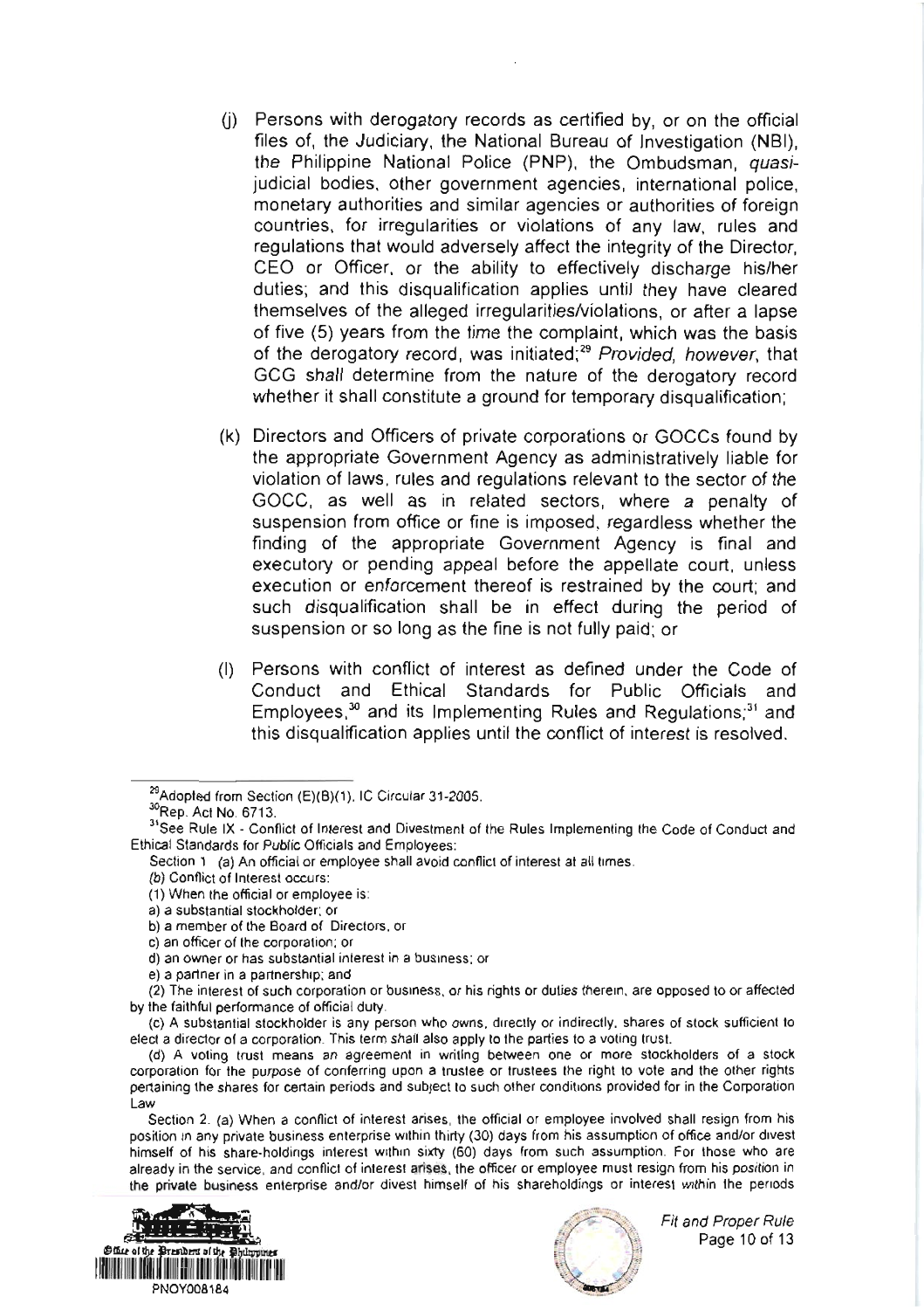(j) Persons with derogatory records as certified by, or on the official files of, the Judiciary, the National Bureau of Investigation (NBI), the Philippine National Police (PNP), the Ombudsman, *quasi*-judicial bodies, other government agencies, international police, monetary authorities and similar agencies or authorities of foreign countries, for irregularities or violations of any law, rules and regulations that would adversely affect the integrity of the Director, CEO or Officer, or the ability to effectively discharge his/her duties; and this disqualification applies until they have cleared themselves of the alleged irregularities/violations, or after a lapse of five (5) years from the time the complaint, which was the basis of the derogatory record, was initiated;[29] *Provided, however*, that GCG shall determine from the nature of the derogatory record whether it shall constitute a ground for temporary disqualification;

(k) Directors and Officers of private corporations or GOCCs found by the appropriate Government Agency as administratively liable for violation of laws, rules and regulations relevant to the sector of the GOCC, as well as in related sectors, where a penalty of suspension from office or fine is imposed, regardless whether the finding of the appropriate Government Agency is final and executory or pending appeal before the appellate court, unless execution or enforcement thereof is restrained by the court; and such disqualification shall be in effect during the period of suspension or so long as the fine is not fully paid; or

(l) Persons with conflict of interest as defined under the Code of Conduct and Ethical Standards for Public Officials and Employees,[30] and its Implementing Rules and Regulations;[31] and this disqualification applies until the conflict of interest is resolved.

---

[29] Adopted from Section (E)(B)(1), IC Circular 31-2005.

[30] Rep. Act No. 6713.

[31] See Rule IX - Conflict of Interest and Divestment of the Rules Implementing the Code of Conduct and Ethical Standards for Public Officials and Employees:

Section 1 (a) An official or employee shall avoid conflict of interest at all times.

(b) Conflict of Interest occurs:

(1) When the official or employee is:

a) a substantial stockholder; or

b) a member of the Board of Directors, or

c) an officer of the corporation; or

d) an owner or has substantial interest in a business; or

e) a partner in a partnership; and

(2) The interest of such corporation or business, or his rights or duties therein, are opposed to or affected by the faithful performance of official duty.

(c) A substantial stockholder is any person who owns, directly or indirectly, shares of stock sufficient to elect a director of a corporation. This term shall also apply to the parties to a voting trust.

(d) A voting trust means an agreement in writing between one or more stockholders of a stock corporation for the purpose of conferring upon a trustee or trustees the right to vote and the other rights pertaining the shares for certain periods and subject to such other conditions provided for in the Corporation Law

Section 2. (a) When a conflict of interest arises, the official or employee involved shall resign from his position in any private business enterprise within thirty (30) days from his assumption of office and/or divest himself of his share-holdings interest within sixty (60) days from such assumption. For those who are already in the service, and conflict of interest arises, the officer or employee must resign from his position in the private business enterprise and/or divest himself of his shareholdings or interest within the periods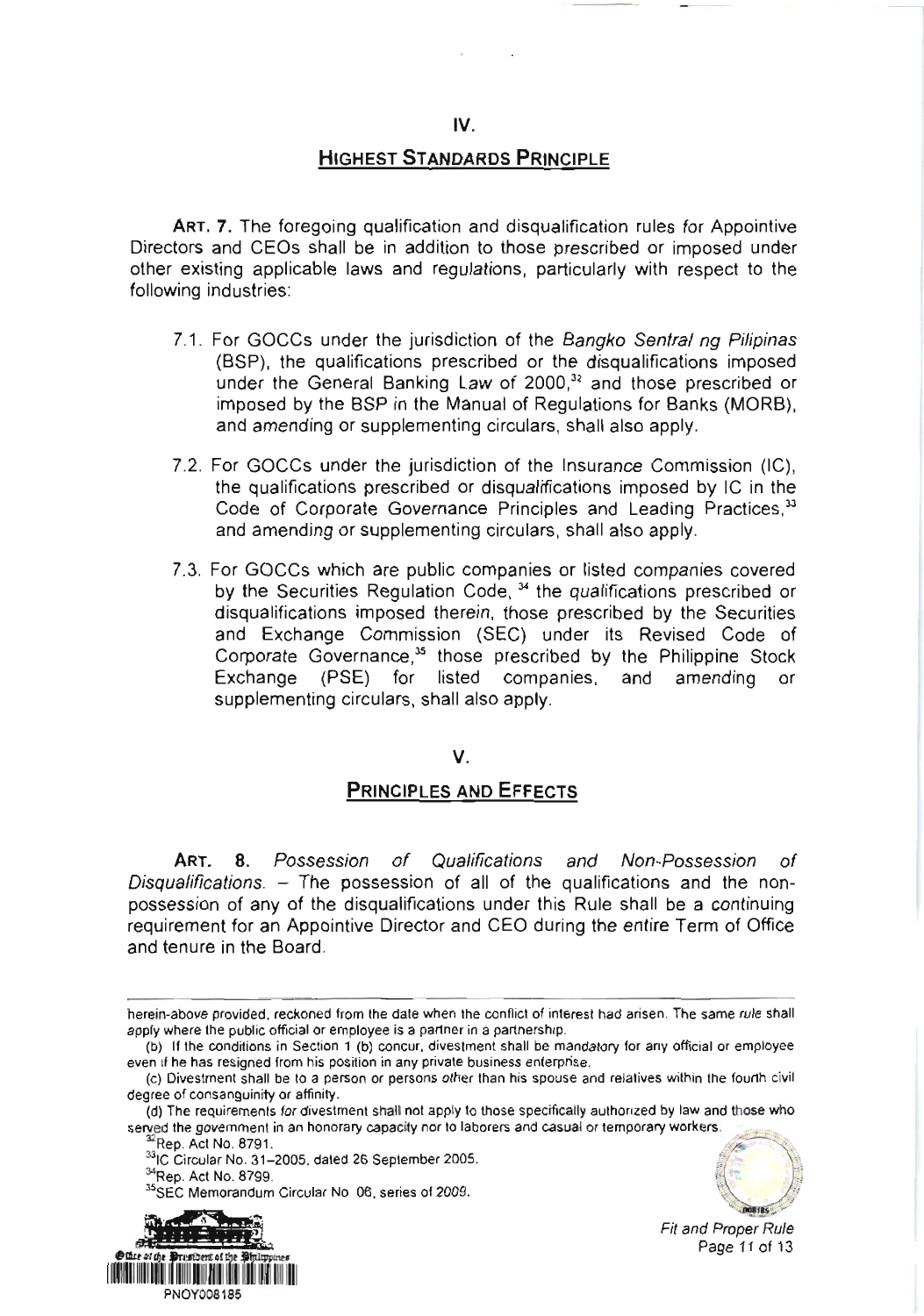## IV.

## HIGHEST STANDARDS PRINCIPLE

**ART. 7.** The foregoing qualification and disqualification rules for Appointive Directors and CEOs shall be in addition to those prescribed or imposed under other existing applicable laws and regulations, particularly with respect to the following industries:

7.1. For GOCCs under the jurisdiction of the *Bangko Sentral ng Pilipinas* (BSP), the qualifications prescribed or the disqualifications imposed under the General Banking Law of 2000,[32] and those prescribed or imposed by the BSP in the Manual of Regulations for Banks (MORB), and amending or supplementing circulars, shall also apply.

7.2. For GOCCs under the jurisdiction of the Insurance Commission (IC), the qualifications prescribed or disqualifications imposed by IC in the Code of Corporate Governance Principles and Leading Practices,[33] and amending or supplementing circulars, shall also apply.

7.3. For GOCCs which are public companies or listed companies covered by the Securities Regulation Code, [34] the qualifications prescribed or disqualifications imposed therein, those prescribed by the Securities and Exchange Commission (SEC) under its Revised Code of Corporate Governance,[35] those prescribed by the Philippine Stock Exchange (PSE) for listed companies, and amending or supplementing circulars, shall also apply.

## V.

## PRINCIPLES AND EFFECTS

**ART. 8.** *Possession of Qualifications and Non-Possession of Disqualifications.* – The possession of all of the qualifications and the non-possession of any of the disqualifications under this Rule shall be a continuing requirement for an Appointive Director and CEO during the entire Term of Office and tenure in the Board.

---

herein-above provided, reckoned from the date when the conflict of interest had arisen. The same rule shall apply where the public official or employee is a partner in a partnership.

(b) If the conditions in Section 1 (b) concur, divestment shall be mandatory for any official or employee even if he has resigned from his position in any private business enterprise.

(c) Divestment shall be to a person or persons other than his spouse and relatives within the fourth civil degree of consanguinity or affinity.

(d) The requirements for divestment shall not apply to those specifically authorized by law and those who served the government in an honorary capacity nor to laborers and casual or temporary workers.

[32] Rep. Act No. 8791.

[33] IC Circular No. 31–2005, dated 26 September 2005.

[34] Rep. Act No. 8799.

[35] SEC Memorandum Circular No 06, series of 2009.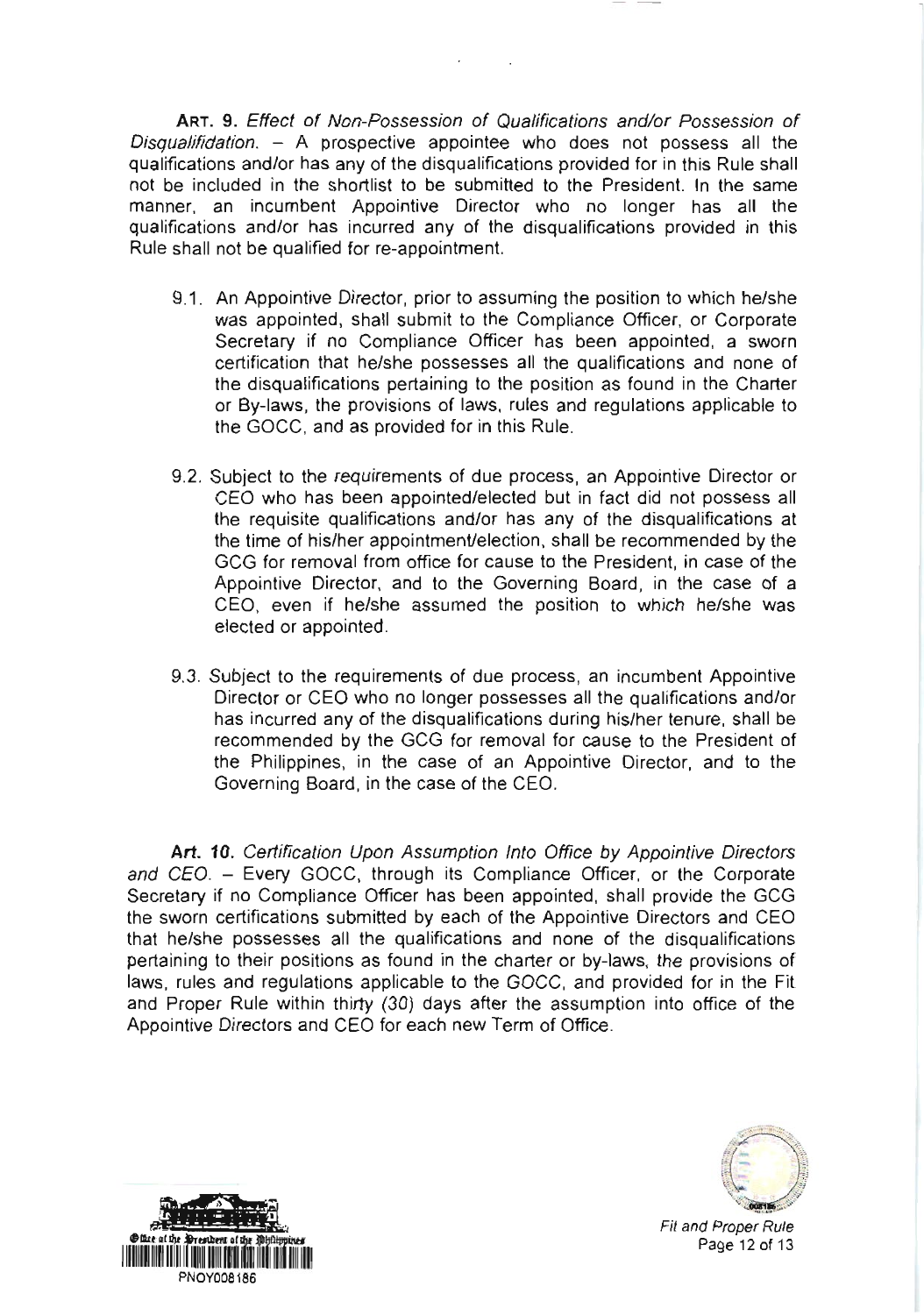**ART. 9.** *Effect of Non-Possession of Qualifications and/or Possession of Disqualifidation.* – A prospective appointee who does not possess all the qualifications and/or has any of the disqualifications provided for in this Rule shall not be included in the shortlist to be submitted to the President. In the same manner, an incumbent Appointive Director who no longer has all the qualifications and/or has incurred any of the disqualifications provided in this Rule shall not be qualified for re-appointment.

9.1. An Appointive Director, prior to assuming the position to which he/she was appointed, shall submit to the Compliance Officer, or Corporate Secretary if no Compliance Officer has been appointed, a sworn certification that he/she possesses all the qualifications and none of the disqualifications pertaining to the position as found in the Charter or By-laws, the provisions of laws, rules and regulations applicable to the GOCC, and as provided for in this Rule.

9.2. Subject to the requirements of due process, an Appointive Director or CEO who has been appointed/elected but in fact did not possess all the requisite qualifications and/or has any of the disqualifications at the time of his/her appointment/election, shall be recommended by the GCG for removal from office for cause to the President, in case of the Appointive Director, and to the Governing Board, in the case of a CEO, even if he/she assumed the position to which he/she was elected or appointed.

9.3. Subject to the requirements of due process, an incumbent Appointive Director or CEO who no longer possesses all the qualifications and/or has incurred any of the disqualifications during his/her tenure, shall be recommended by the GCG for removal for cause to the President of the Philippines, in the case of an Appointive Director, and to the Governing Board, in the case of the CEO.

**Art. 10.** *Certification Upon Assumption Into Office by Appointive Directors and CEO.* – Every GOCC, through its Compliance Officer, or the Corporate Secretary if no Compliance Officer has been appointed, shall provide the GCG the sworn certifications submitted by each of the Appointive Directors and CEO that he/she possesses all the qualifications and none of the disqualifications pertaining to their positions as found in the charter or by-laws, the provisions of laws, rules and regulations applicable to the GOCC, and provided for in the Fit and Proper Rule within thirty (30) days after the assumption into office of the Appointive Directors and CEO for each new Term of Office.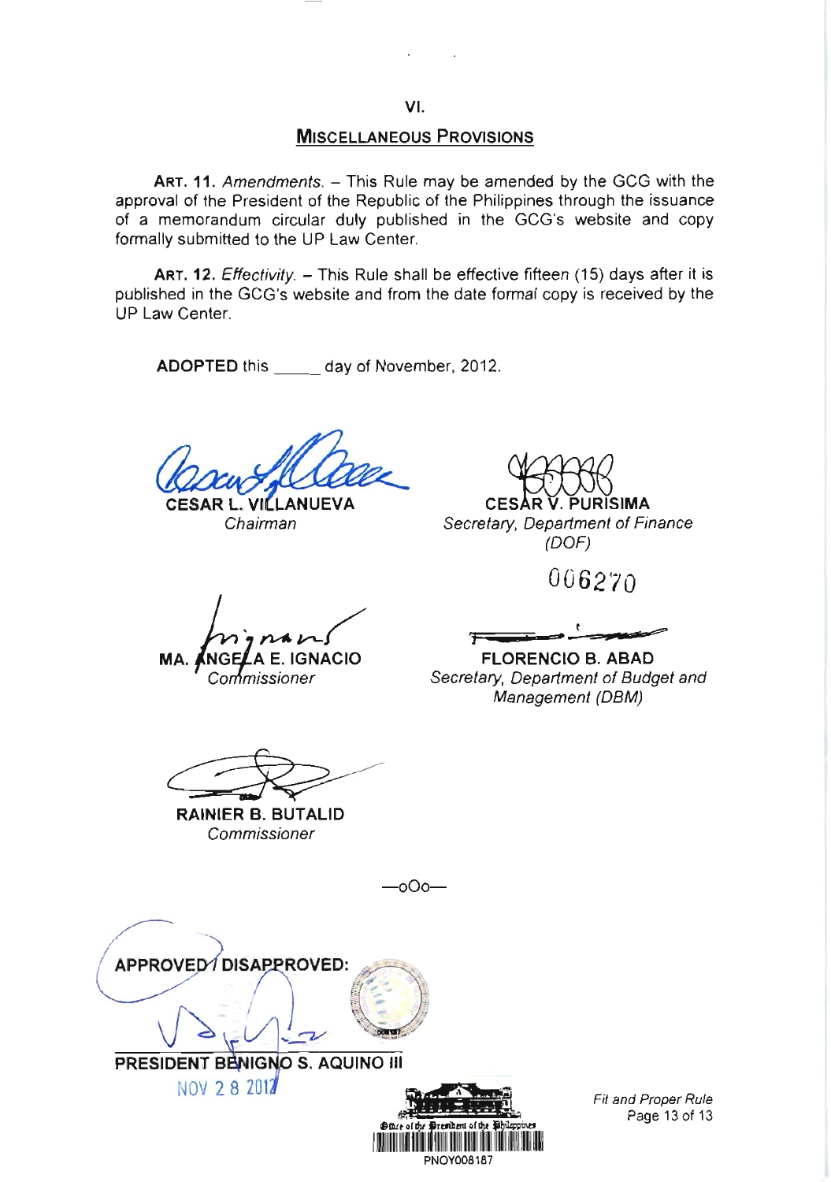## VI.

## Miscellaneous Provisions

**Art. 11.** *Amendments.* – This Rule may be amended by the GCG with the approval of the President of the Republic of the Philippines through the issuance of a memorandum circular duly published in the GCG's website and copy formally submitted to the UP Law Center.

**Art. 12.** *Effectivity.* – This Rule shall be effective fifteen (15) days after it is published in the GCG's website and from the date formal copy is received by the UP Law Center.

**ADOPTED** this _____ day of November, 2012.

**CESAR L. VILLANUEVA**
*Chairman*

**CESAR V. PURISIMA**
*Secretary, Department of Finance (DOF)*

006270

**MA. ANGELA E. IGNACIO**
*Commissioner*

**FLORENCIO B. ABAD**
*Secretary, Department of Budget and Management (DBM)*

**RAINIER B. BUTALID**
*Commissioner*

—oOo—

**APPROVED / DISAPPROVED:**

**PRESIDENT BENIGNO S. AQUINO III**

NOV 28 2012

Office of the President of the Philippines
PNOY008187